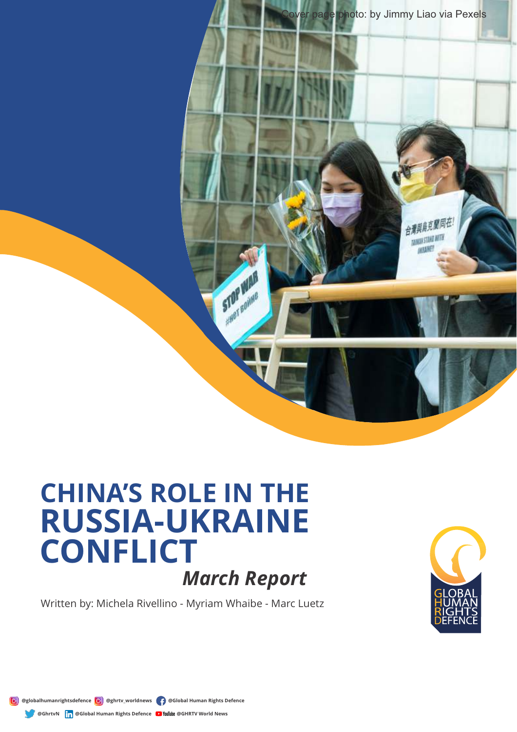Cover page photo: by Jimmy Liao via Pexels

# CHINA'S ROLE IN THE RUSSIA-UKRAINE CONFLICT

*March Report*

Written by: Michela Rivellino - Myriam Whaibe - Marc Luetz

GLOBAL HUMAN RIGHTS DEFENCE

@globalhumanrightsdefence @ghrtv_worldnews @Global Human Rights Defence

@GhrtvN @Global Human Rights Defence @GHRTV World News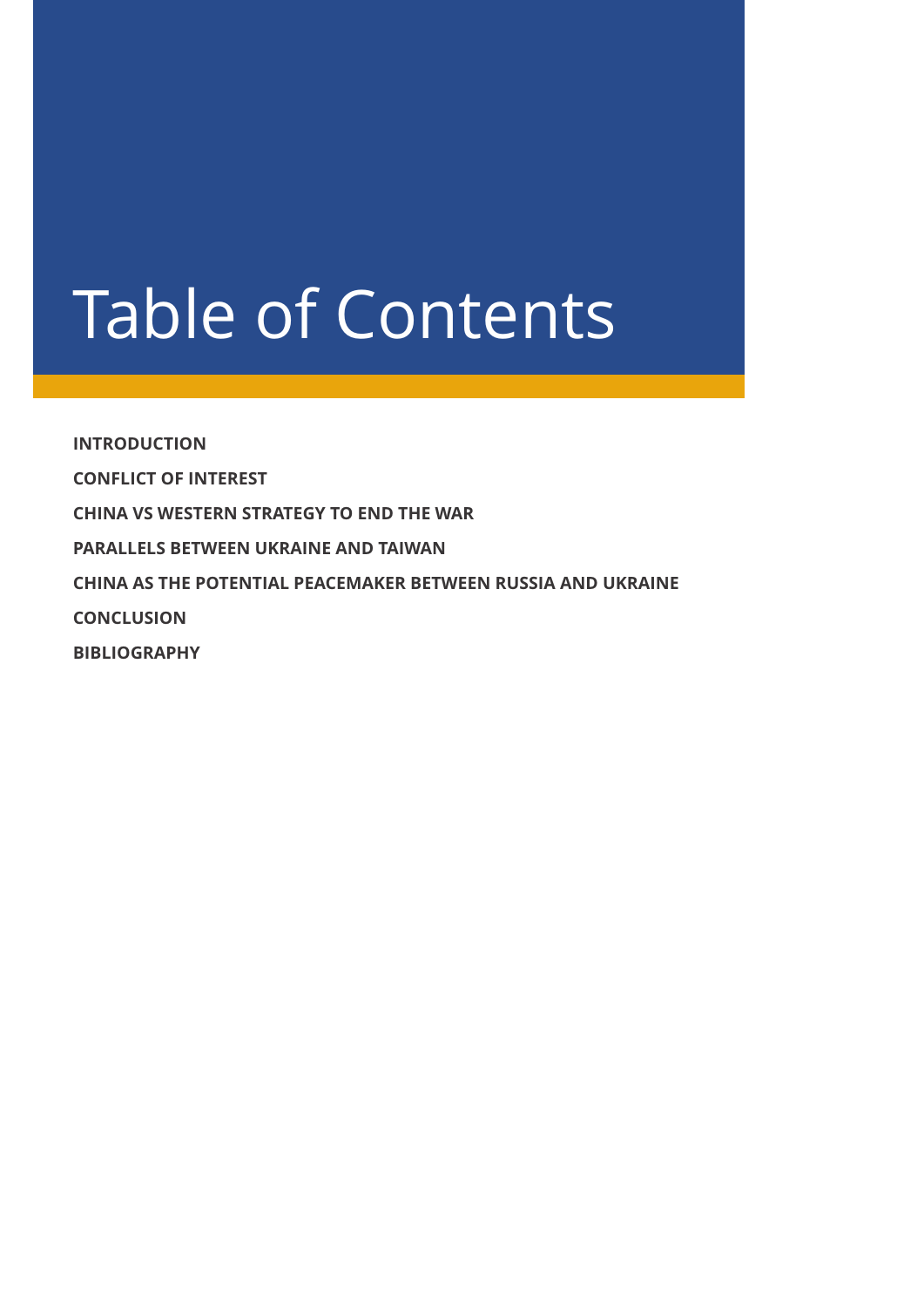# Table of Contents

**INTRODUCTION**

**CONFLICT OF INTEREST**

**CHINA VS WESTERN STRATEGY TO END THE WAR**

**PARALLELS BETWEEN UKRAINE AND TAIWAN**

**CHINA AS THE POTENTIAL PEACEMAKER BETWEEN RUSSIA AND UKRAINE**

**CONCLUSION**

**BIBLIOGRAPHY**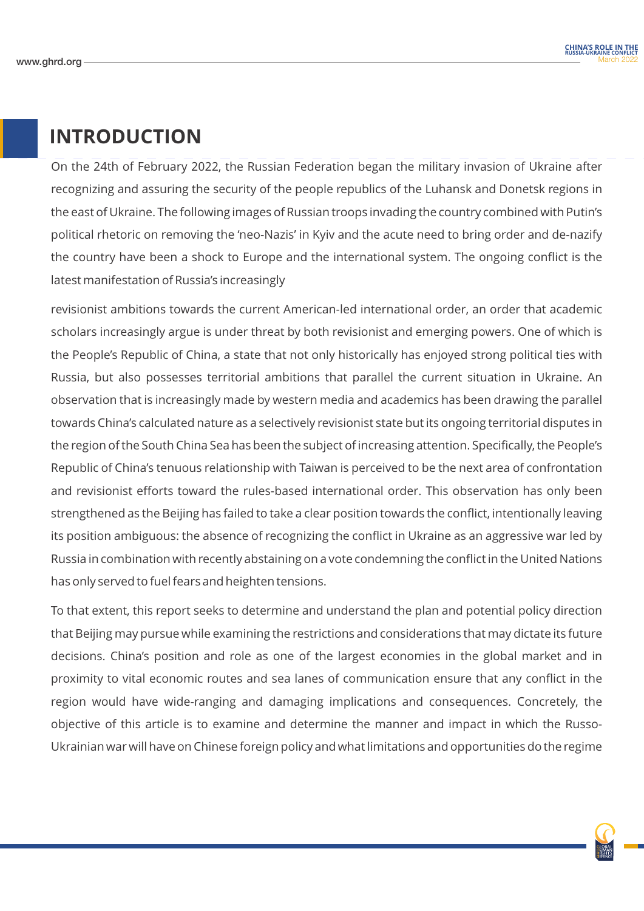# INTRODUCTION

On the 24th of February 2022, the Russian Federation began the military invasion of Ukraine after recognizing and assuring the security of the people republics of the Luhansk and Donetsk regions in the east of Ukraine. The following images of Russian troops invading the country combined with Putin's political rhetoric on removing the 'neo-Nazis' in Kyiv and the acute need to bring order and de-nazify the country have been a shock to Europe and the international system. The ongoing conflict is the latest manifestation of Russia's increasingly

revisionist ambitions towards the current American-led international order, an order that academic scholars increasingly argue is under threat by both revisionist and emerging powers. One of which is the People's Republic of China, a state that not only historically has enjoyed strong political ties with Russia, but also possesses territorial ambitions that parallel the current situation in Ukraine. An observation that is increasingly made by western media and academics has been drawing the parallel towards China's calculated nature as a selectively revisionist state but its ongoing territorial disputes in the region of the South China Sea has been the subject of increasing attention. Specifically, the People's Republic of China's tenuous relationship with Taiwan is perceived to be the next area of confrontation and revisionist efforts toward the rules-based international order. This observation has only been strengthened as the Beijing has failed to take a clear position towards the conflict, intentionally leaving its position ambiguous: the absence of recognizing the conflict in Ukraine as an aggressive war led by Russia in combination with recently abstaining on a vote condemning the conflict in the United Nations has only served to fuel fears and heighten tensions.

To that extent, this report seeks to determine and understand the plan and potential policy direction that Beijing may pursue while examining the restrictions and considerations that may dictate its future decisions. China's position and role as one of the largest economies in the global market and in proximity to vital economic routes and sea lanes of communication ensure that any conflict in the region would have wide-ranging and damaging implications and consequences. Concretely, the objective of this article is to examine and determine the manner and impact in which the Russo-Ukrainian war will have on Chinese foreign policy and what limitations and opportunities do the regime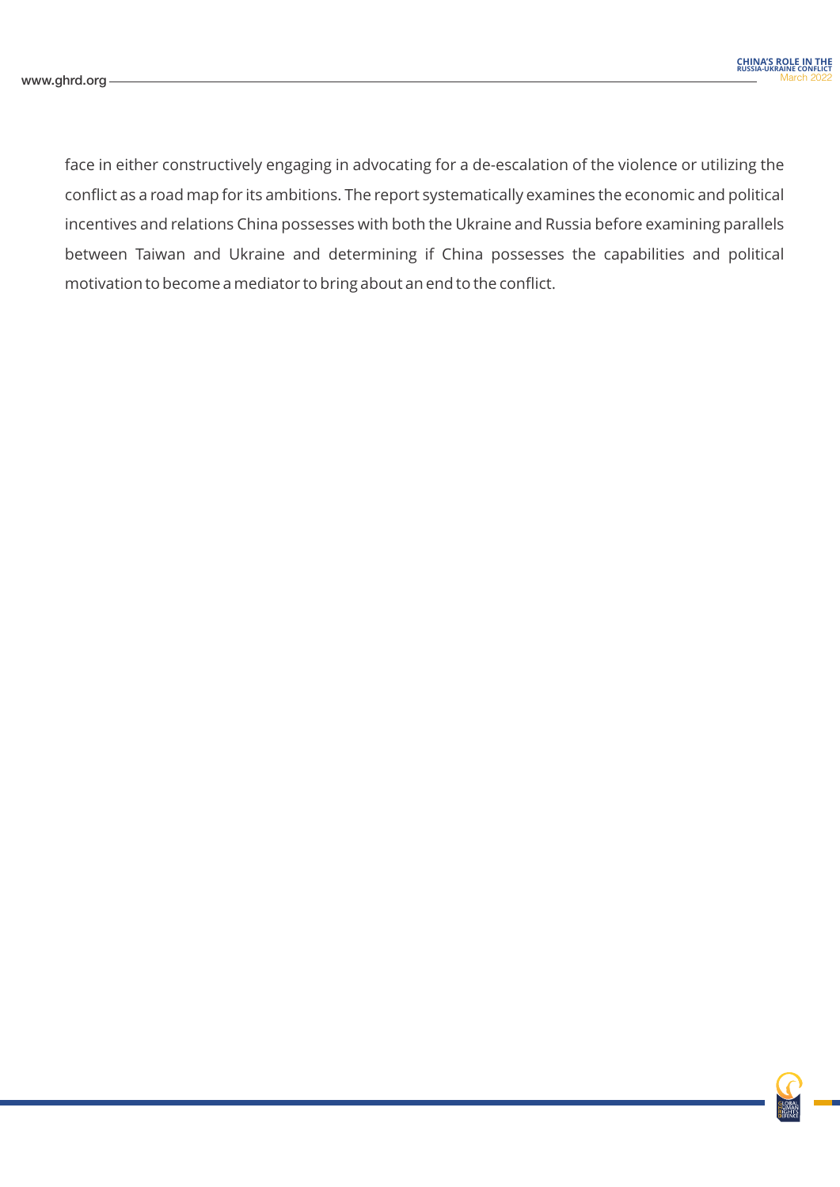face in either constructively engaging in advocating for a de-escalation of the violence or utilizing the conflict as a road map for its ambitions. The report systematically examines the economic and political incentives and relations China possesses with both the Ukraine and Russia before examining parallels between Taiwan and Ukraine and determining if China possesses the capabilities and political motivation to become a mediator to bring about an end to the conflict.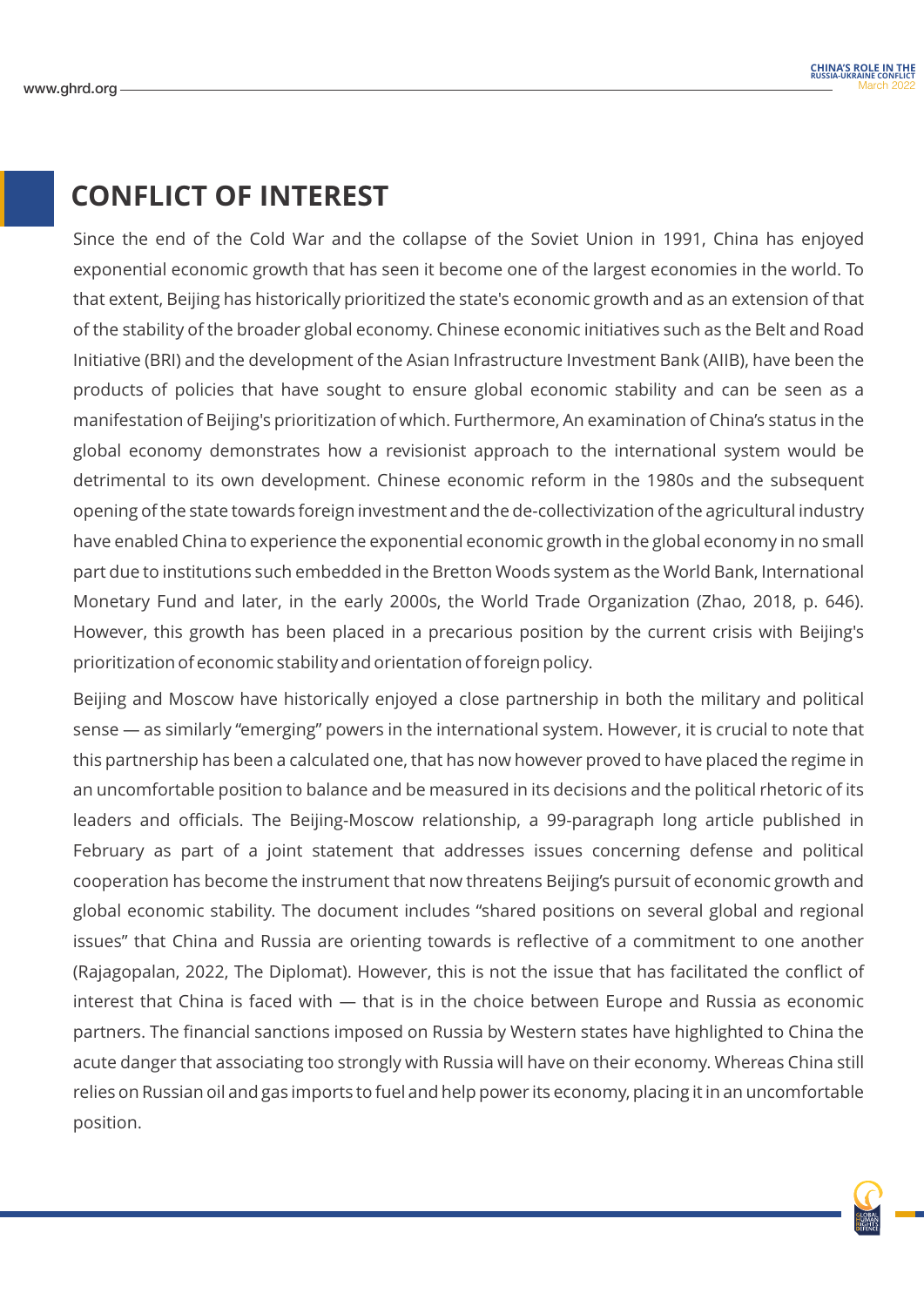## CONFLICT OF INTEREST

Since the end of the Cold War and the collapse of the Soviet Union in 1991, China has enjoyed exponential economic growth that has seen it become one of the largest economies in the world. To that extent, Beijing has historically prioritized the state's economic growth and as an extension of that of the stability of the broader global economy. Chinese economic initiatives such as the Belt and Road Initiative (BRI) and the development of the Asian Infrastructure Investment Bank (AIIB), have been the products of policies that have sought to ensure global economic stability and can be seen as a manifestation of Beijing's prioritization of which. Furthermore, An examination of China's status in the global economy demonstrates how a revisionist approach to the international system would be detrimental to its own development. Chinese economic reform in the 1980s and the subsequent opening of the state towards foreign investment and the de-collectivization of the agricultural industry have enabled China to experience the exponential economic growth in the global economy in no small part due to institutions such embedded in the Bretton Woods system as the World Bank, International Monetary Fund and later, in the early 2000s, the World Trade Organization (Zhao, 2018, p. 646). However, this growth has been placed in a precarious position by the current crisis with Beijing's prioritization of economic stability and orientation of foreign policy.

Beijing and Moscow have historically enjoyed a close partnership in both the military and political sense — as similarly "emerging" powers in the international system. However, it is crucial to note that this partnership has been a calculated one, that has now however proved to have placed the regime in an uncomfortable position to balance and be measured in its decisions and the political rhetoric of its leaders and officials. The Beijing-Moscow relationship, a 99-paragraph long article published in February as part of a joint statement that addresses issues concerning defense and political cooperation has become the instrument that now threatens Beijing's pursuit of economic growth and global economic stability. The document includes "shared positions on several global and regional issues" that China and Russia are orienting towards is reflective of a commitment to one another (Rajagopalan, 2022, The Diplomat). However, this is not the issue that has facilitated the conflict of interest that China is faced with — that is in the choice between Europe and Russia as economic partners. The financial sanctions imposed on Russia by Western states have highlighted to China the acute danger that associating too strongly with Russia will have on their economy. Whereas China still relies on Russian oil and gas imports to fuel and help power its economy, placing it in an uncomfortable position.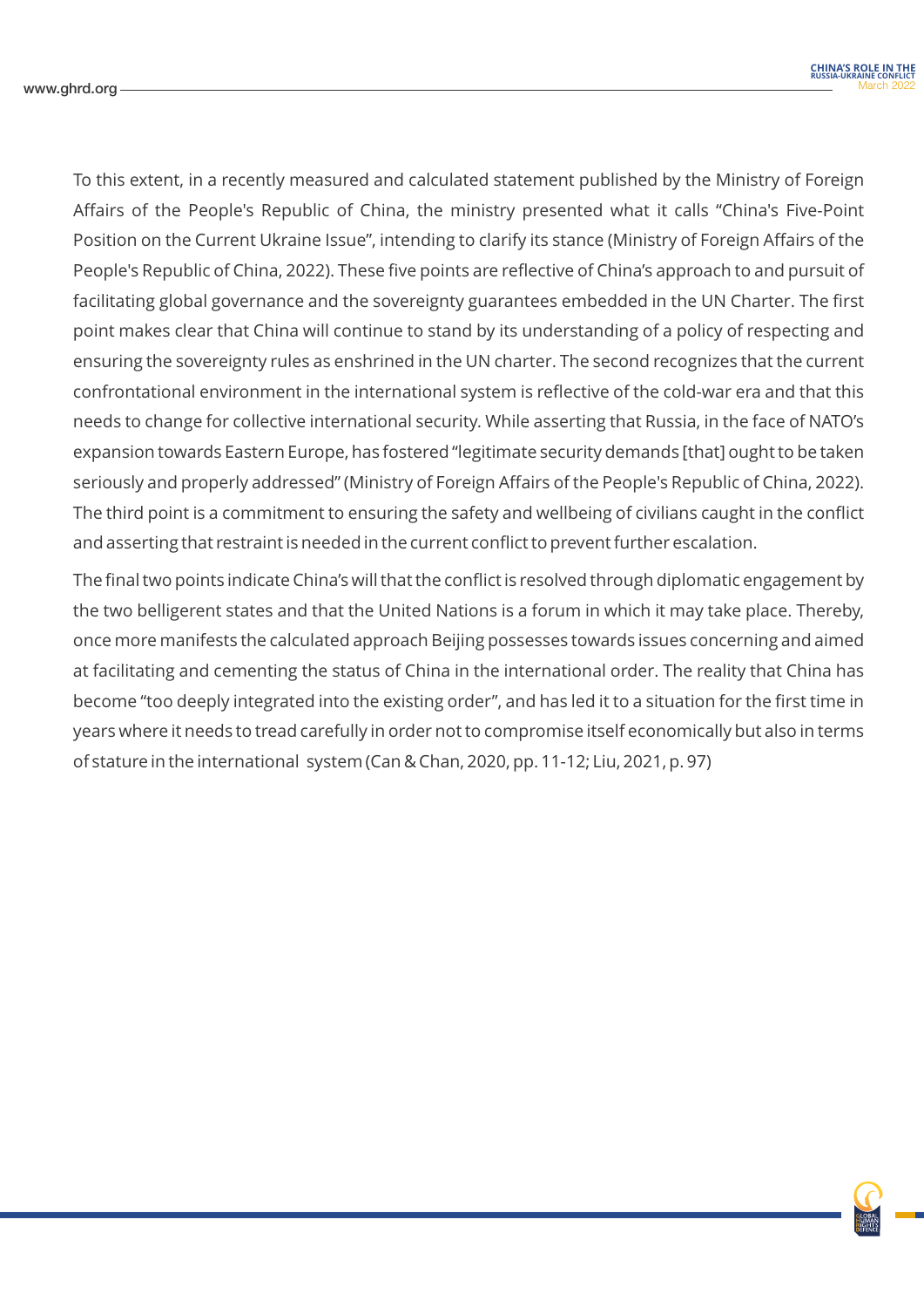To this extent, in a recently measured and calculated statement published by the Ministry of Foreign Affairs of the People's Republic of China, the ministry presented what it calls "China's Five-Point Position on the Current Ukraine Issue", intending to clarify its stance (Ministry of Foreign Affairs of the People's Republic of China, 2022). These five points are reflective of China's approach to and pursuit of facilitating global governance and the sovereignty guarantees embedded in the UN Charter. The first point makes clear that China will continue to stand by its understanding of a policy of respecting and ensuring the sovereignty rules as enshrined in the UN charter. The second recognizes that the current confrontational environment in the international system is reflective of the cold-war era and that this needs to change for collective international security. While asserting that Russia, in the face of NATO's expansion towards Eastern Europe, has fostered "legitimate security demands [that] ought to be taken seriously and properly addressed" (Ministry of Foreign Affairs of the People's Republic of China, 2022). The third point is a commitment to ensuring the safety and wellbeing of civilians caught in the conflict and asserting that restraint is needed in the current conflict to prevent further escalation.

The final two points indicate China's will that the conflict is resolved through diplomatic engagement by the two belligerent states and that the United Nations is a forum in which it may take place. Thereby, once more manifests the calculated approach Beijing possesses towards issues concerning and aimed at facilitating and cementing the status of China in the international order. The reality that China has become "too deeply integrated into the existing order", and has led it to a situation for the first time in years where it needs to tread carefully in order not to compromise itself economically but also in terms of stature in the international system (Can & Chan, 2020, pp. 11-12; Liu, 2021, p. 97)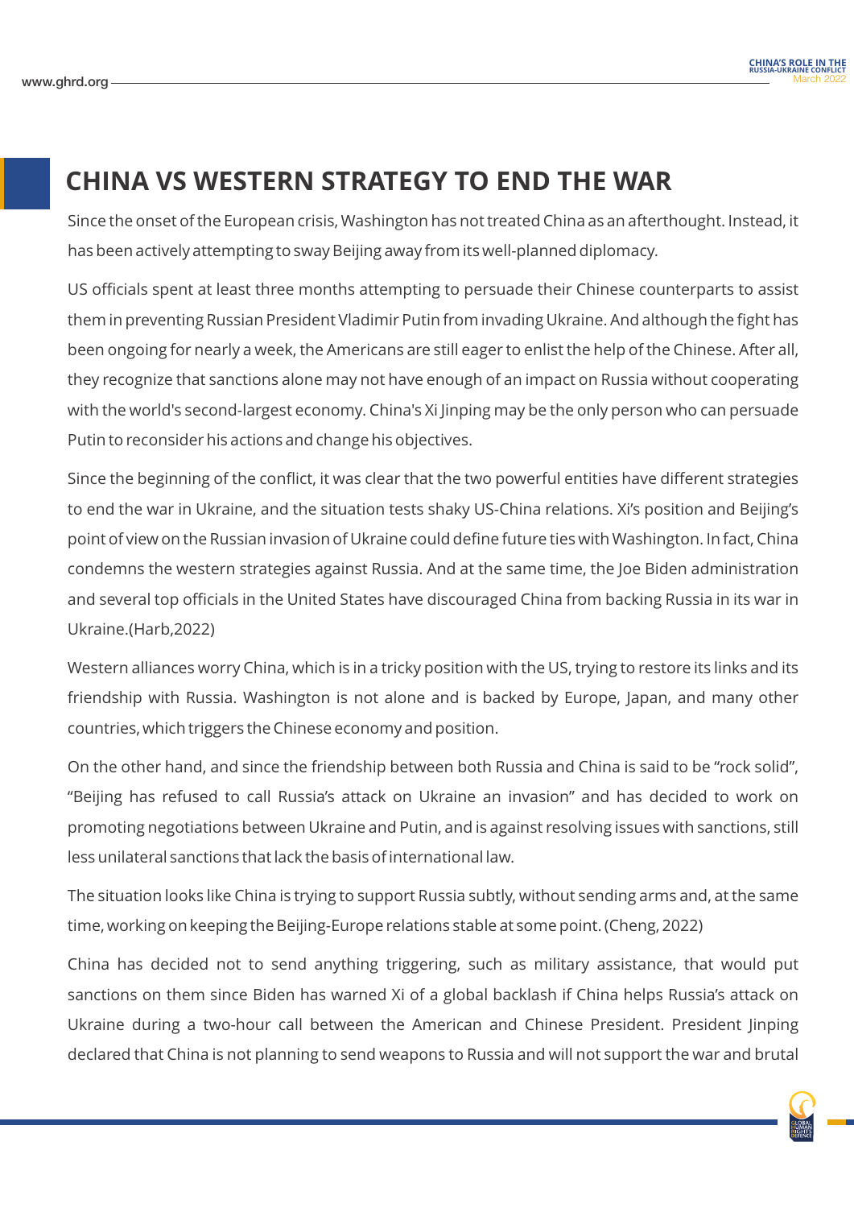## CHINA VS WESTERN STRATEGY TO END THE WAR

Since the onset of the European crisis, Washington has not treated China as an afterthought. Instead, it has been actively attempting to sway Beijing away from its well-planned diplomacy.

US officials spent at least three months attempting to persuade their Chinese counterparts to assist them in preventing Russian President Vladimir Putin from invading Ukraine. And although the fight has been ongoing for nearly a week, the Americans are still eager to enlist the help of the Chinese. After all, they recognize that sanctions alone may not have enough of an impact on Russia without cooperating with the world's second-largest economy. China's Xi Jinping may be the only person who can persuade Putin to reconsider his actions and change his objectives.

Since the beginning of the conflict, it was clear that the two powerful entities have different strategies to end the war in Ukraine, and the situation tests shaky US-China relations. Xi's position and Beijing's point of view on the Russian invasion of Ukraine could define future ties with Washington. In fact, China condemns the western strategies against Russia. And at the same time, the Joe Biden administration and several top officials in the United States have discouraged China from backing Russia in its war in Ukraine.(Harb,2022)

Western alliances worry China, which is in a tricky position with the US, trying to restore its links and its friendship with Russia. Washington is not alone and is backed by Europe, Japan, and many other countries, which triggers the Chinese economy and position.

On the other hand, and since the friendship between both Russia and China is said to be "rock solid", "Beijing has refused to call Russia's attack on Ukraine an invasion" and has decided to work on promoting negotiations between Ukraine and Putin, and is against resolving issues with sanctions, still less unilateral sanctions that lack the basis of international law.

The situation looks like China is trying to support Russia subtly, without sending arms and, at the same time, working on keeping the Beijing-Europe relations stable at some point. (Cheng, 2022)

China has decided not to send anything triggering, such as military assistance, that would put sanctions on them since Biden has warned Xi of a global backlash if China helps Russia's attack on Ukraine during a two-hour call between the American and Chinese President. President Jinping declared that China is not planning to send weapons to Russia and will not support the war and brutal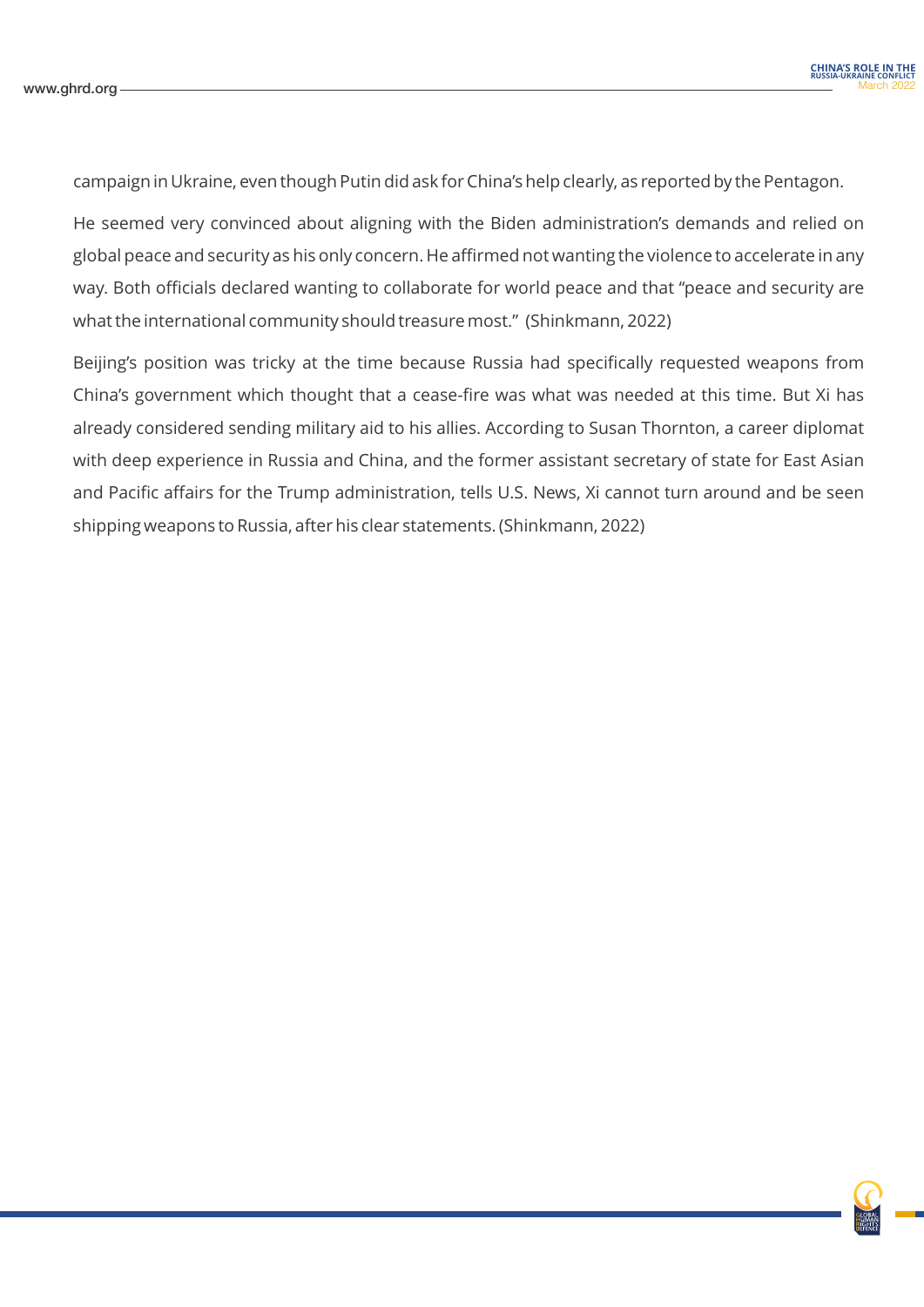campaign in Ukraine, even though Putin did ask for China's help clearly, as reported by the Pentagon.

He seemed very convinced about aligning with the Biden administration's demands and relied on global peace and security as his only concern. He affirmed not wanting the violence to accelerate in any way. Both officials declared wanting to collaborate for world peace and that "peace and security are what the international community should treasure most." (Shinkmann, 2022)

Beijing's position was tricky at the time because Russia had specifically requested weapons from China's government which thought that a cease-fire was what was needed at this time. But Xi has already considered sending military aid to his allies. According to Susan Thornton, a career diplomat with deep experience in Russia and China, and the former assistant secretary of state for East Asian and Pacific affairs for the Trump administration, tells U.S. News, Xi cannot turn around and be seen shipping weapons to Russia, after his clear statements. (Shinkmann, 2022)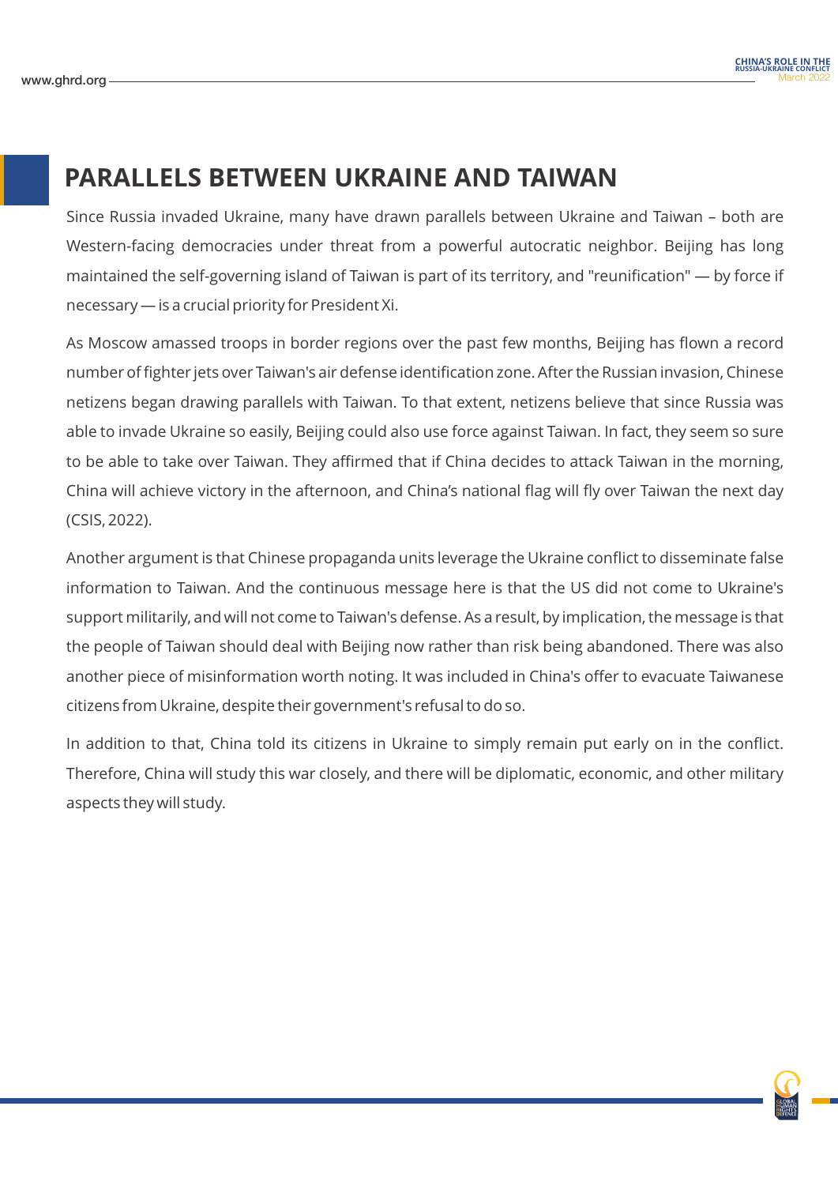## PARALLELS BETWEEN UKRAINE AND TAIWAN

Since Russia invaded Ukraine, many have drawn parallels between Ukraine and Taiwan – both are Western-facing democracies under threat from a powerful autocratic neighbor. Beijing has long maintained the self-governing island of Taiwan is part of its territory, and "reunification" — by force if necessary — is a crucial priority for President Xi.

As Moscow amassed troops in border regions over the past few months, Beijing has flown a record number of fighter jets over Taiwan's air defense identification zone. After the Russian invasion, Chinese netizens began drawing parallels with Taiwan. To that extent, netizens believe that since Russia was able to invade Ukraine so easily, Beijing could also use force against Taiwan. In fact, they seem so sure to be able to take over Taiwan. They affirmed that if China decides to attack Taiwan in the morning, China will achieve victory in the afternoon, and China's national flag will fly over Taiwan the next day (CSIS, 2022).

Another argument is that Chinese propaganda units leverage the Ukraine conflict to disseminate false information to Taiwan. And the continuous message here is that the US did not come to Ukraine's support militarily, and will not come to Taiwan's defense. As a result, by implication, the message is that the people of Taiwan should deal with Beijing now rather than risk being abandoned. There was also another piece of misinformation worth noting. It was included in China's offer to evacuate Taiwanese citizens from Ukraine, despite their government's refusal to do so.

In addition to that, China told its citizens in Ukraine to simply remain put early on in the conflict. Therefore, China will study this war closely, and there will be diplomatic, economic, and other military aspects they will study.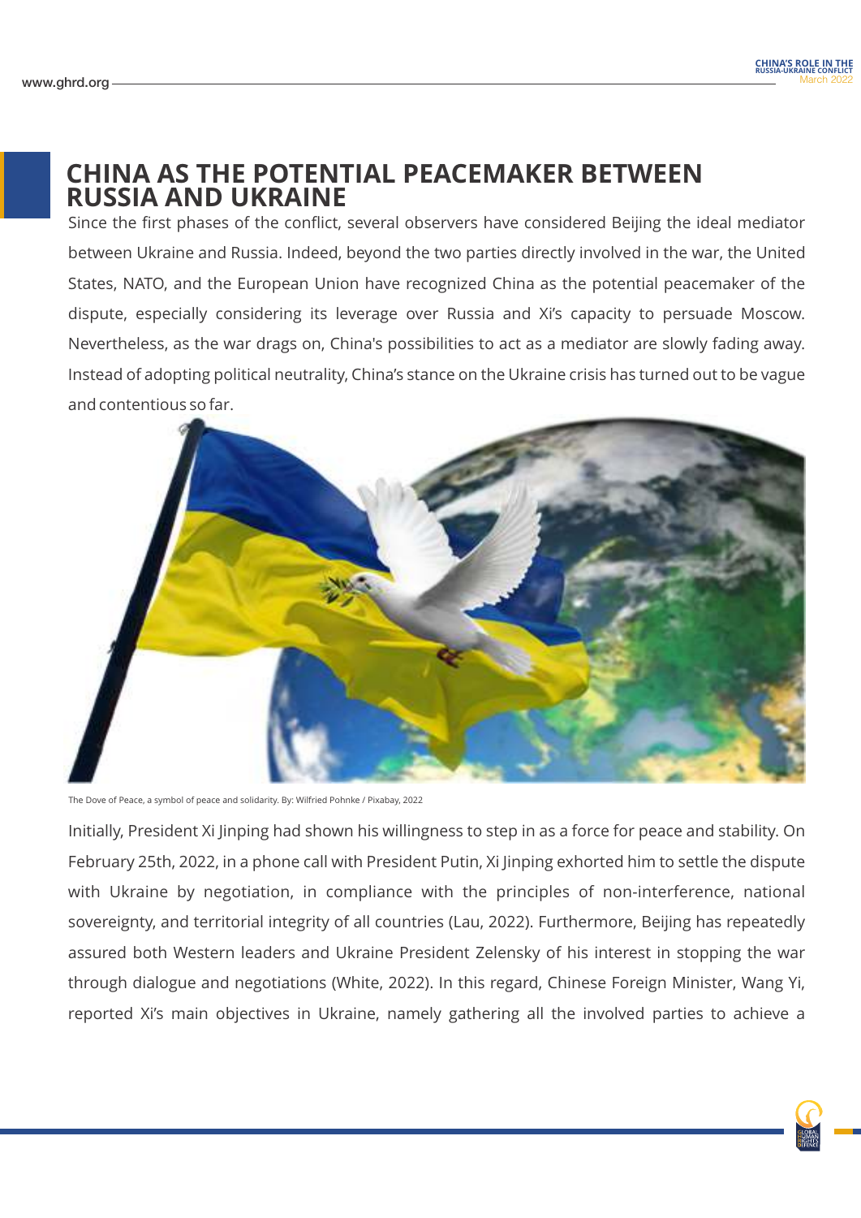## CHINA AS THE POTENTIAL PEACEMAKER BETWEEN RUSSIA AND UKRAINE

Since the first phases of the conflict, several observers have considered Beijing the ideal mediator between Ukraine and Russia. Indeed, beyond the two parties directly involved in the war, the United States, NATO, and the European Union have recognized China as the potential peacemaker of the dispute, especially considering its leverage over Russia and Xi's capacity to persuade Moscow. Nevertheless, as the war drags on, China's possibilities to act as a mediator are slowly fading away. Instead of adopting political neutrality, China's stance on the Ukraine crisis has turned out to be vague and contentious so far.

The Dove of Peace, a symbol of peace and solidarity. By: Wilfried Pohnke / Pixabay, 2022

Initially, President Xi Jinping had shown his willingness to step in as a force for peace and stability. On February 25th, 2022, in a phone call with President Putin, Xi Jinping exhorted him to settle the dispute with Ukraine by negotiation, in compliance with the principles of non-interference, national sovereignty, and territorial integrity of all countries (Lau, 2022). Furthermore, Beijing has repeatedly assured both Western leaders and Ukraine President Zelensky of his interest in stopping the war through dialogue and negotiations (White, 2022). In this regard, Chinese Foreign Minister, Wang Yi, reported Xi's main objectives in Ukraine, namely gathering all the involved parties to achieve a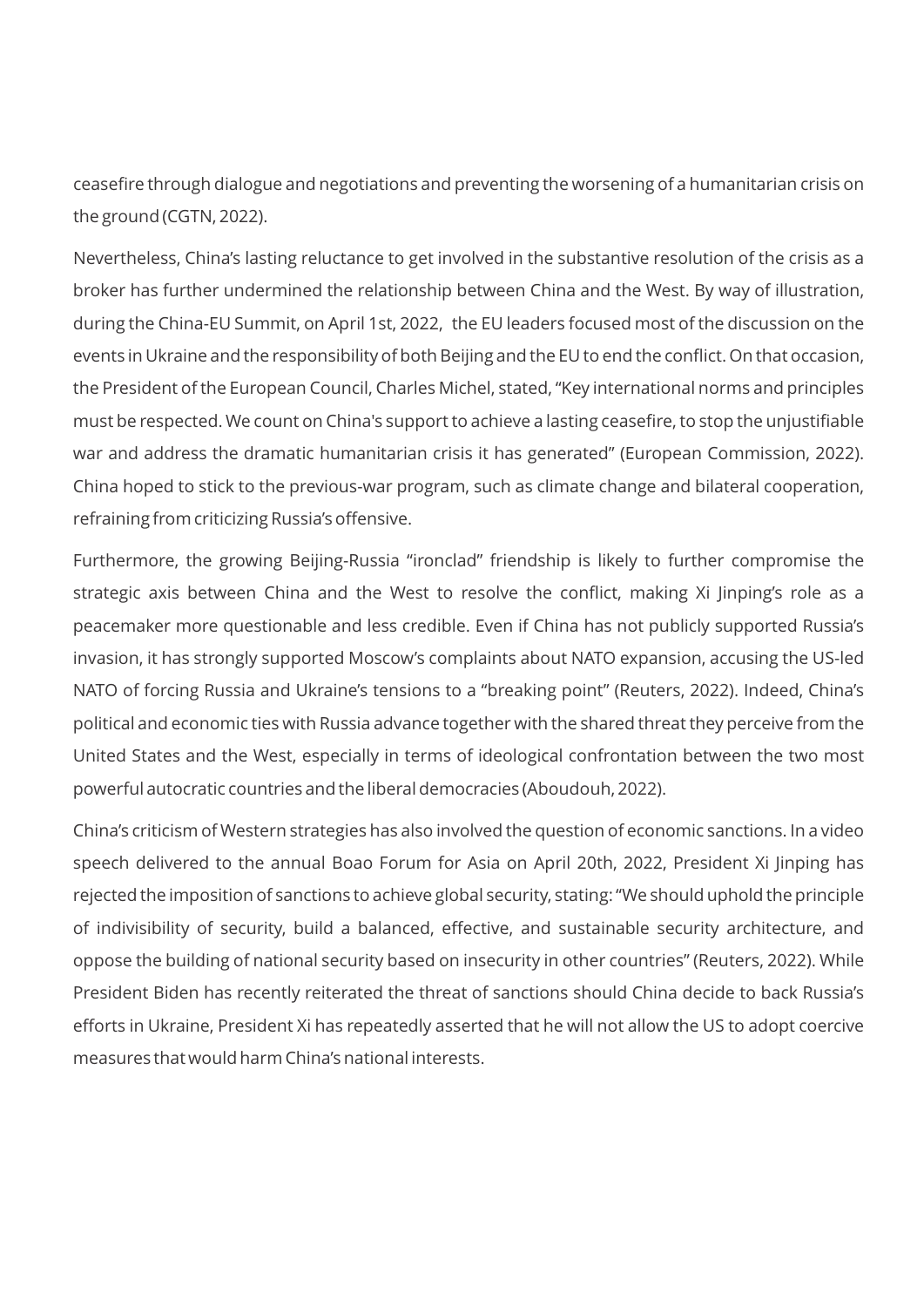ceasefire through dialogue and negotiations and preventing the worsening of a humanitarian crisis on the ground (CGTN, 2022).

Nevertheless, China's lasting reluctance to get involved in the substantive resolution of the crisis as a broker has further undermined the relationship between China and the West. By way of illustration, during the China-EU Summit, on April 1st, 2022, the EU leaders focused most of the discussion on the events in Ukraine and the responsibility of both Beijing and the EU to end the conflict. On that occasion, the President of the European Council, Charles Michel, stated, "Key international norms and principles must be respected. We count on China's support to achieve a lasting ceasefire, to stop the unjustifiable war and address the dramatic humanitarian crisis it has generated" (European Commission, 2022). China hoped to stick to the previous-war program, such as climate change and bilateral cooperation, refraining from criticizing Russia's offensive.

Furthermore, the growing Beijing-Russia "ironclad" friendship is likely to further compromise the strategic axis between China and the West to resolve the conflict, making Xi Jinping's role as a peacemaker more questionable and less credible. Even if China has not publicly supported Russia's invasion, it has strongly supported Moscow's complaints about NATO expansion, accusing the US-led NATO of forcing Russia and Ukraine's tensions to a "breaking point" (Reuters, 2022). Indeed, China's political and economic ties with Russia advance together with the shared threat they perceive from the United States and the West, especially in terms of ideological confrontation between the two most powerful autocratic countries and the liberal democracies (Aboudouh, 2022).

China's criticism of Western strategies has also involved the question of economic sanctions. In a video speech delivered to the annual Boao Forum for Asia on April 20th, 2022, President Xi Jinping has rejected the imposition of sanctions to achieve global security, stating: "We should uphold the principle of indivisibility of security, build a balanced, effective, and sustainable security architecture, and oppose the building of national security based on insecurity in other countries" (Reuters, 2022). While President Biden has recently reiterated the threat of sanctions should China decide to back Russia's efforts in Ukraine, President Xi has repeatedly asserted that he will not allow the US to adopt coercive measures that would harm China's national interests.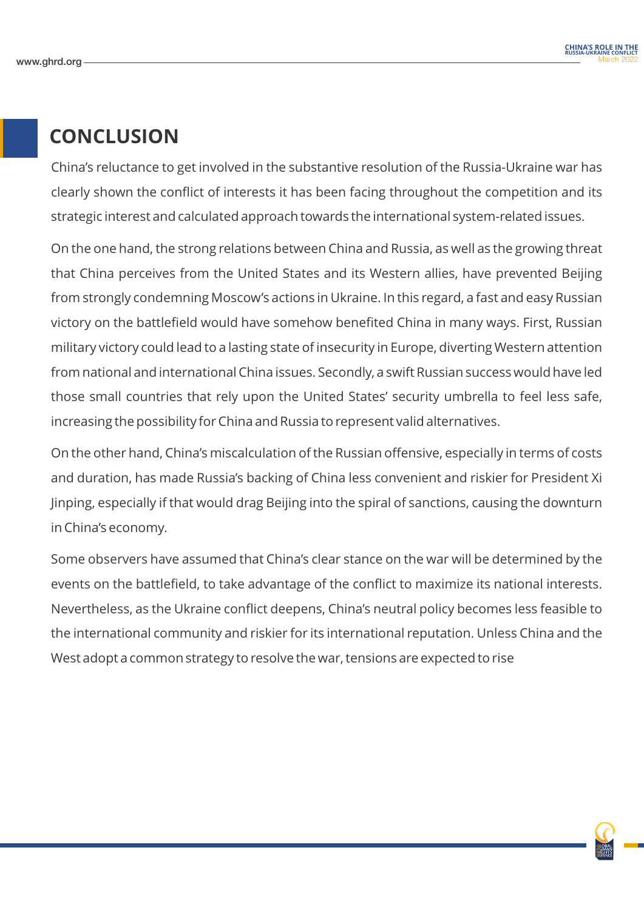## CONCLUSION

China's reluctance to get involved in the substantive resolution of the Russia-Ukraine war has clearly shown the conflict of interests it has been facing throughout the competition and its strategic interest and calculated approach towards the international system-related issues.

On the one hand, the strong relations between China and Russia, as well as the growing threat that China perceives from the United States and its Western allies, have prevented Beijing from strongly condemning Moscow's actions in Ukraine. In this regard, a fast and easy Russian victory on the battlefield would have somehow benefited China in many ways. First, Russian military victory could lead to a lasting state of insecurity in Europe, diverting Western attention from national and international China issues. Secondly, a swift Russian success would have led those small countries that rely upon the United States' security umbrella to feel less safe, increasing the possibility for China and Russia to represent valid alternatives.

On the other hand, China's miscalculation of the Russian offensive, especially in terms of costs and duration, has made Russia's backing of China less convenient and riskier for President Xi Jinping, especially if that would drag Beijing into the spiral of sanctions, causing the downturn in China's economy.

Some observers have assumed that China's clear stance on the war will be determined by the events on the battlefield, to take advantage of the conflict to maximize its national interests. Nevertheless, as the Ukraine conflict deepens, China's neutral policy becomes less feasible to the international community and riskier for its international reputation. Unless China and the West adopt a common strategy to resolve the war, tensions are expected to rise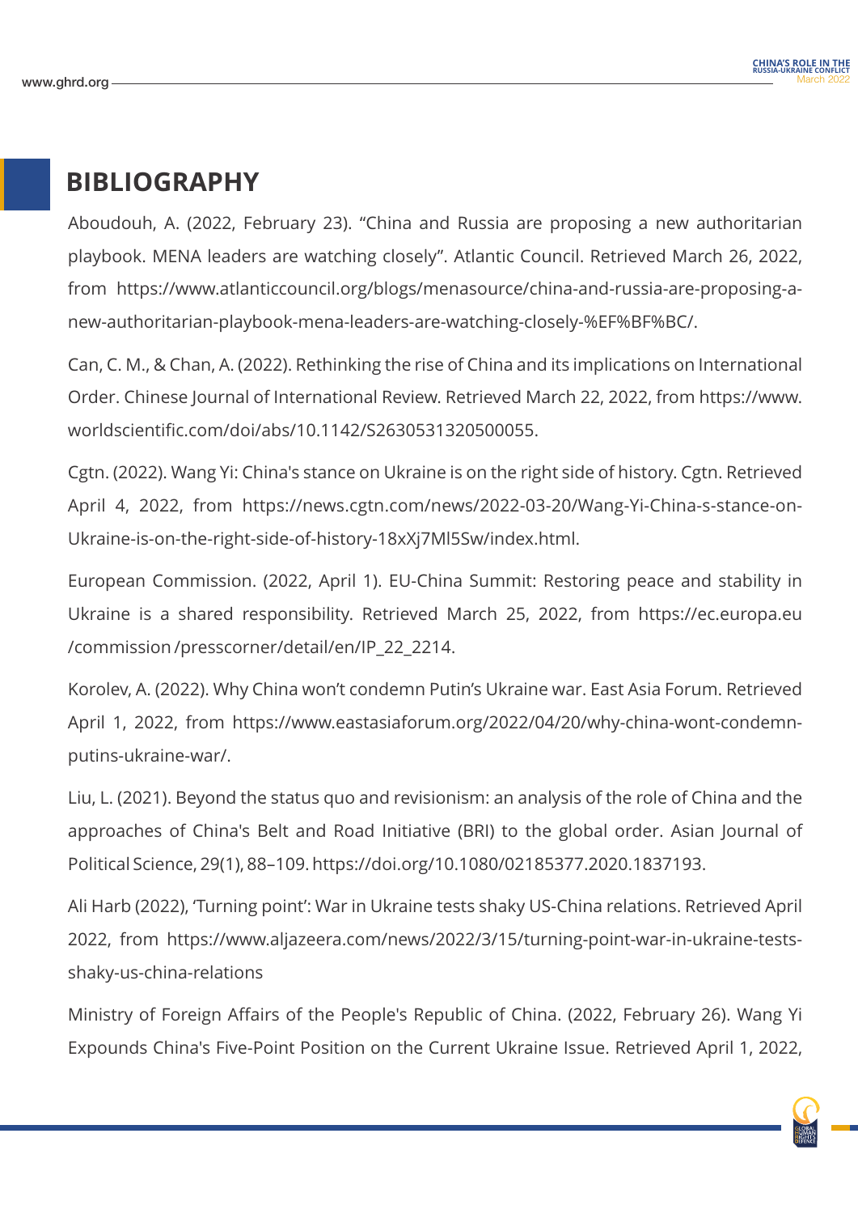## BIBLIOGRAPHY

Aboudouh, A. (2022, February 23). "China and Russia are proposing a new authoritarian playbook. MENA leaders are watching closely". Atlantic Council. Retrieved March 26, 2022, from https://www.atlanticcouncil.org/blogs/menasource/china-and-russia-are-proposing-a-new-authoritarian-playbook-mena-leaders-are-watching-closely-%EF%BF%BC/.

Can, C. M., & Chan, A. (2022). Rethinking the rise of China and its implications on International Order. Chinese Journal of International Review. Retrieved March 22, 2022, from https://www.worldscientific.com/doi/abs/10.1142/S2630531320500055.

Cgtn. (2022). Wang Yi: China's stance on Ukraine is on the right side of history. Cgtn. Retrieved April 4, 2022, from https://news.cgtn.com/news/2022-03-20/Wang-Yi-China-s-stance-on-Ukraine-is-on-the-right-side-of-history-18xXj7Ml5Sw/index.html.

European Commission. (2022, April 1). EU-China Summit: Restoring peace and stability in Ukraine is a shared responsibility. Retrieved March 25, 2022, from https://ec.europa.eu/commission/presscorner/detail/en/IP_22_2214.

Korolev, A. (2022). Why China won't condemn Putin's Ukraine war. East Asia Forum. Retrieved April 1, 2022, from https://www.eastasiaforum.org/2022/04/20/why-china-wont-condemn-putins-ukraine-war/.

Liu, L. (2021). Beyond the status quo and revisionism: an analysis of the role of China and the approaches of China's Belt and Road Initiative (BRI) to the global order. Asian Journal of Political Science, 29(1), 88–109. https://doi.org/10.1080/02185377.2020.1837193.

Ali Harb (2022), 'Turning point': War in Ukraine tests shaky US-China relations. Retrieved April 2022, from https://www.aljazeera.com/news/2022/3/15/turning-point-war-in-ukraine-tests-shaky-us-china-relations

Ministry of Foreign Affairs of the People's Republic of China. (2022, February 26). Wang Yi Expounds China's Five-Point Position on the Current Ukraine Issue. Retrieved April 1, 2022,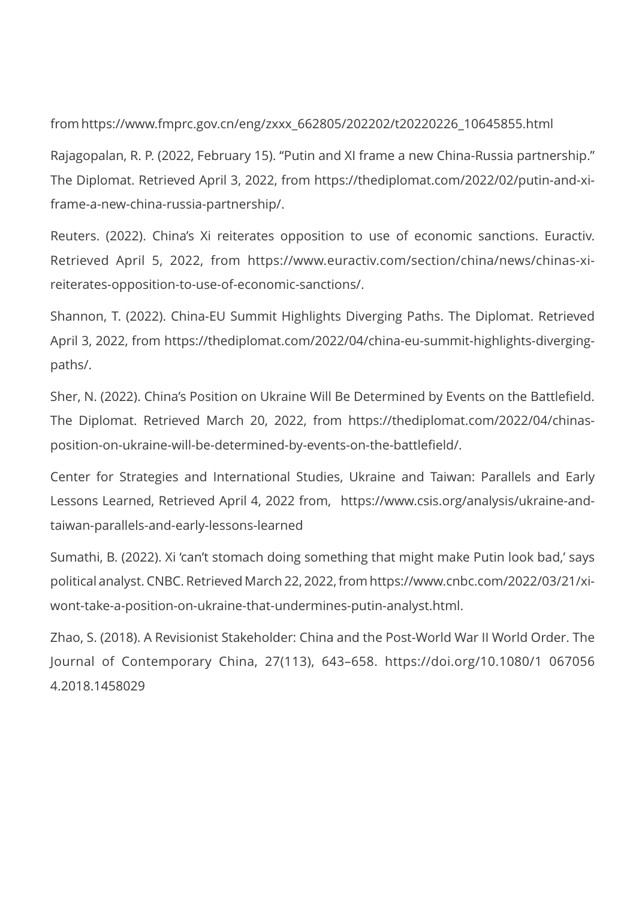from https://www.fmprc.gov.cn/eng/zxxx_662805/202202/t20220226_10645855.html

Rajagopalan, R. P. (2022, February 15). "Putin and XI frame a new China-Russia partnership." The Diplomat. Retrieved April 3, 2022, from https://thediplomat.com/2022/02/putin-and-xi-frame-a-new-china-russia-partnership/.

Reuters. (2022). China's Xi reiterates opposition to use of economic sanctions. Euractiv. Retrieved April 5, 2022, from https://www.euractiv.com/section/china/news/chinas-xi-reiterates-opposition-to-use-of-economic-sanctions/.

Shannon, T. (2022). China-EU Summit Highlights Diverging Paths. The Diplomat. Retrieved April 3, 2022, from https://thediplomat.com/2022/04/china-eu-summit-highlights-diverging-paths/.

Sher, N. (2022). China's Position on Ukraine Will Be Determined by Events on the Battlefield. The Diplomat. Retrieved March 20, 2022, from https://thediplomat.com/2022/04/chinas-position-on-ukraine-will-be-determined-by-events-on-the-battlefield/.

Center for Strategies and International Studies, Ukraine and Taiwan: Parallels and Early Lessons Learned, Retrieved April 4, 2022 from, https://www.csis.org/analysis/ukraine-and-taiwan-parallels-and-early-lessons-learned

Sumathi, B. (2022). Xi 'can't stomach doing something that might make Putin look bad,' says political analyst. CNBC. Retrieved March 22, 2022, from https://www.cnbc.com/2022/03/21/xi-wont-take-a-position-on-ukraine-that-undermines-putin-analyst.html.

Zhao, S. (2018). A Revisionist Stakeholder: China and the Post-World War II World Order. The Journal of Contemporary China, 27(113), 643–658. https://doi.org/10.1080/1 067056 4.2018.1458029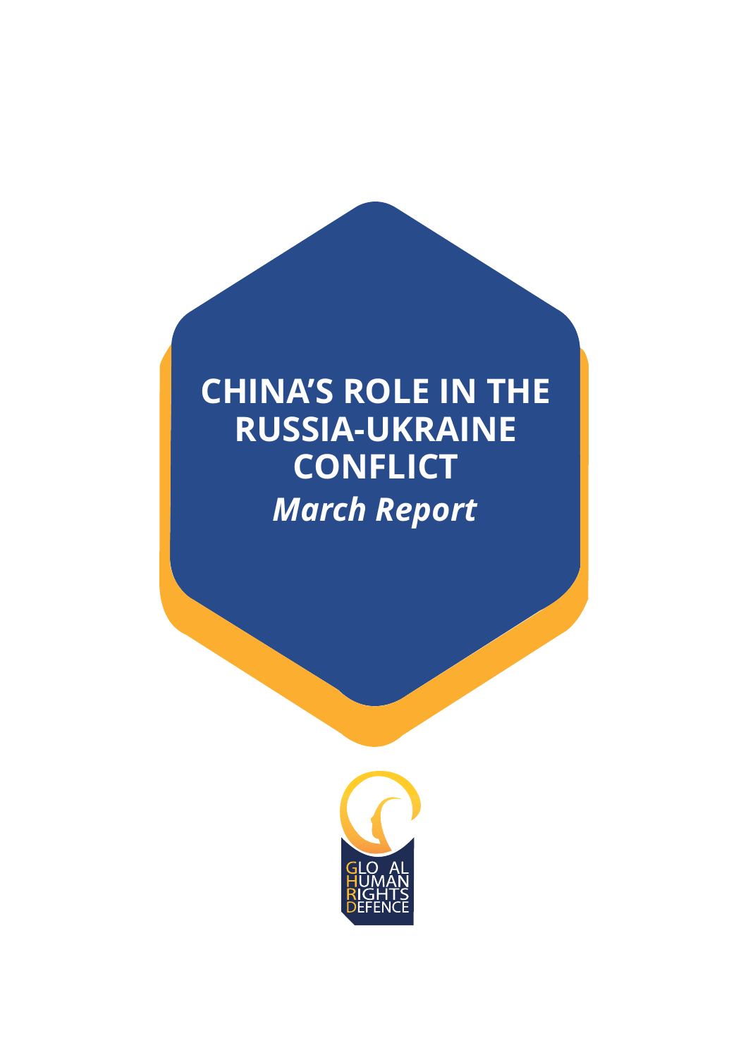# CHINA'S ROLE IN THE RUSSIA-UKRAINE CONFLICT

## *March Report*

GLO AL
HUMAN
RIGHTS
DEFENCE